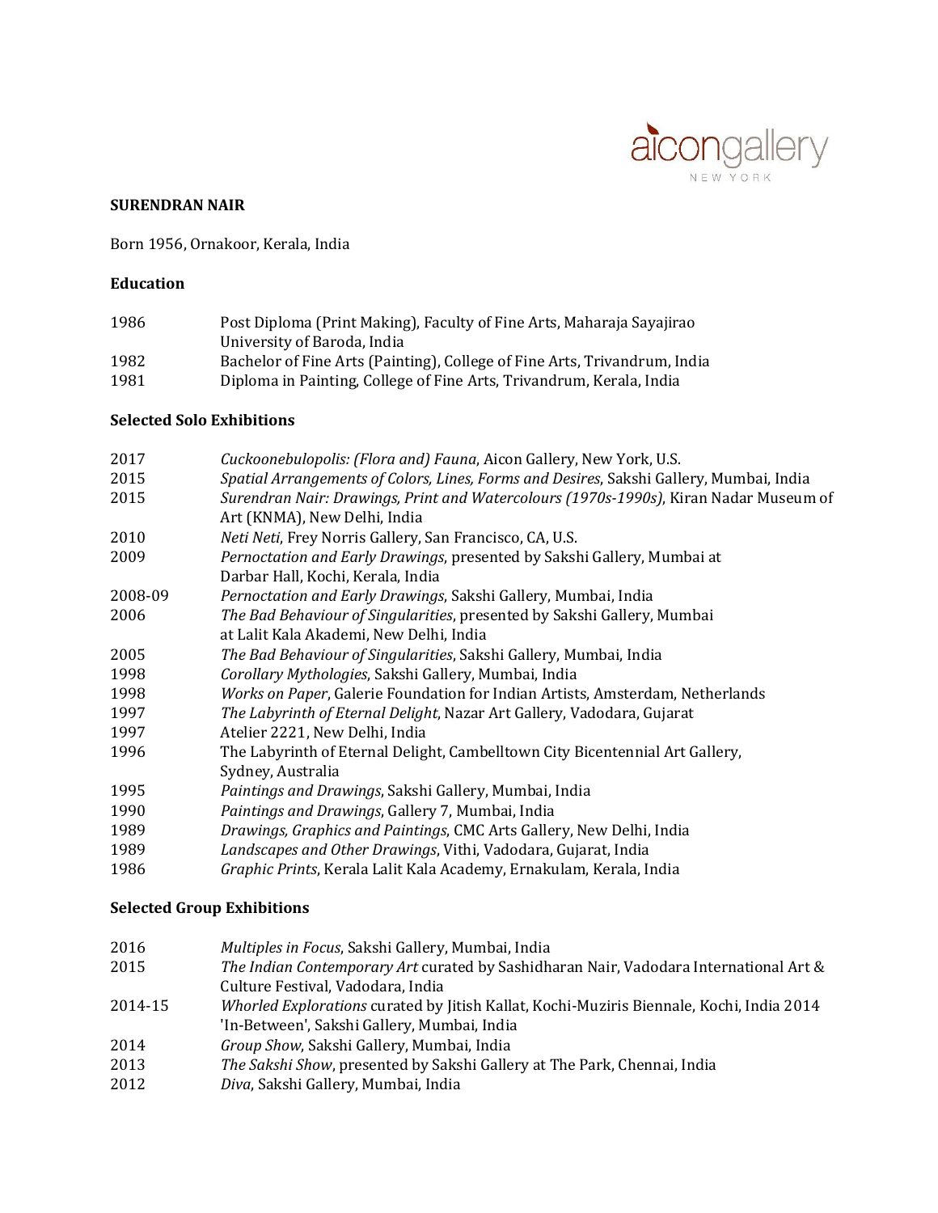aicongallery
NEW YORK

**SURENDRAN NAIR**

Born 1956, Ornakoor, Kerala, India

**Education**

| | |
|---|---|
| 1986 | Post Diploma (Print Making), Faculty of Fine Arts, Maharaja Sayajirao University of Baroda, India |
| 1982 | Bachelor of Fine Arts (Painting), College of Fine Arts, Trivandrum, India |
| 1981 | Diploma in Painting, College of Fine Arts, Trivandrum, Kerala, India |

**Selected Solo Exhibitions**

| | |
|---|---|
| 2017 | *Cuckoonebulopolis: (Flora and) Fauna*, Aicon Gallery, New York, U.S. |
| 2015 | *Spatial Arrangements of Colors, Lines, Forms and Desires*, Sakshi Gallery, Mumbai, India |
| 2015 | *Surendran Nair: Drawings, Print and Watercolours (1970s-1990s)*, Kiran Nadar Museum of Art (KNMA), New Delhi, India |
| 2010 | *Neti Neti*, Frey Norris Gallery, San Francisco, CA, U.S. |
| 2009 | *Pernoctation and Early Drawings*, presented by Sakshi Gallery, Mumbai at Darbar Hall, Kochi, Kerala, India |
| 2008-09 | *Pernoctation and Early Drawings*, Sakshi Gallery, Mumbai, India |
| 2006 | *The Bad Behaviour of Singularities*, presented by Sakshi Gallery, Mumbai at Lalit Kala Akademi, New Delhi, India |
| 2005 | *The Bad Behaviour of Singularities*, Sakshi Gallery, Mumbai, India |
| 1998 | *Corollary Mythologies*, Sakshi Gallery, Mumbai, India |
| 1998 | *Works on Paper*, Galerie Foundation for Indian Artists, Amsterdam, Netherlands |
| 1997 | *The Labyrinth of Eternal Delight*, Nazar Art Gallery, Vadodara, Gujarat |
| 1997 | Atelier 2221, New Delhi, India |
| 1996 | The Labyrinth of Eternal Delight, Cambelltown City Bicentennial Art Gallery, Sydney, Australia |
| 1995 | *Paintings and Drawings*, Sakshi Gallery, Mumbai, India |
| 1990 | *Paintings and Drawings*, Gallery 7, Mumbai, India |
| 1989 | *Drawings, Graphics and Paintings*, CMC Arts Gallery, New Delhi, India |
| 1989 | *Landscapes and Other Drawings*, Vithi, Vadodara, Gujarat, India |
| 1986 | *Graphic Prints*, Kerala Lalit Kala Academy, Ernakulam, Kerala, India |

**Selected Group Exhibitions**

| | |
|---|---|
| 2016 | *Multiples in Focus*, Sakshi Gallery, Mumbai, India |
| 2015 | *The Indian Contemporary Art* curated by Sashidharan Nair, Vadodara International Art & Culture Festival, Vadodara, India |
| 2014-15 | *Whorled Explorations* curated by Jitish Kallat, Kochi-Muziris Biennale, Kochi, India 2014 'In-Between', Sakshi Gallery, Mumbai, India |
| 2014 | *Group Show*, Sakshi Gallery, Mumbai, India |
| 2013 | *The Sakshi Show*, presented by Sakshi Gallery at The Park, Chennai, India |
| 2012 | *Diva*, Sakshi Gallery, Mumbai, India |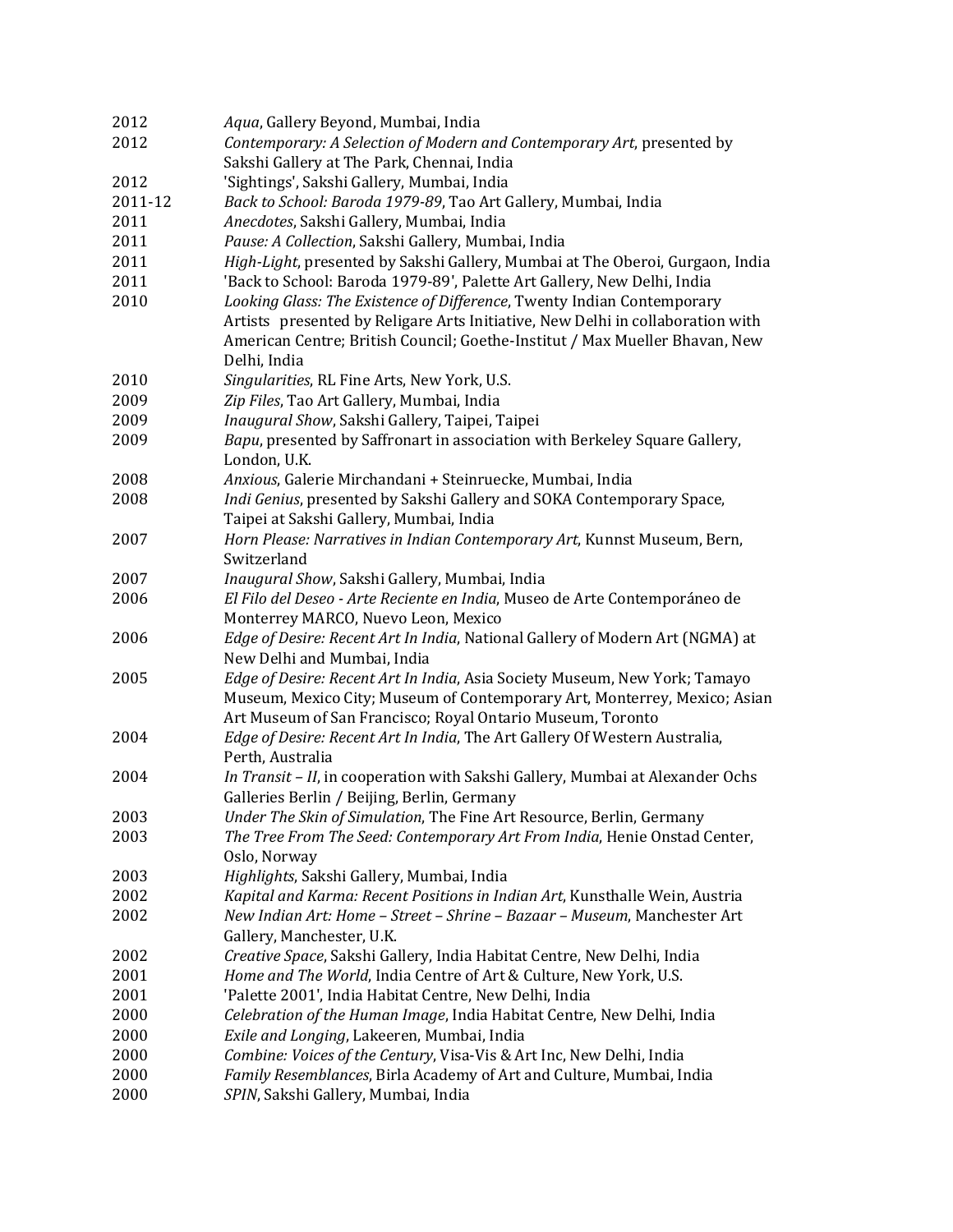| | |
|---|---|
| 2012 | *Aqua*, Gallery Beyond, Mumbai, India |
| 2012 | *Contemporary: A Selection of Modern and Contemporary Art*, presented by Sakshi Gallery at The Park, Chennai, India |
| 2012 | 'Sightings', Sakshi Gallery, Mumbai, India |
| 2011-12 | *Back to School: Baroda 1979-89*, Tao Art Gallery, Mumbai, India |
| 2011 | *Anecdotes*, Sakshi Gallery, Mumbai, India |
| 2011 | *Pause: A Collection*, Sakshi Gallery, Mumbai, India |
| 2011 | *High-Light*, presented by Sakshi Gallery, Mumbai at The Oberoi, Gurgaon, India |
| 2011 | 'Back to School: Baroda 1979-89', Palette Art Gallery, New Delhi, India |
| 2010 | *Looking Glass: The Existence of Difference*, Twenty Indian Contemporary Artists presented by Religare Arts Initiative, New Delhi in collaboration with American Centre; British Council; Goethe-Institut / Max Mueller Bhavan, New Delhi, India |
| 2010 | *Singularities*, RL Fine Arts, New York, U.S. |
| 2009 | *Zip Files*, Tao Art Gallery, Mumbai, India |
| 2009 | *Inaugural Show*, Sakshi Gallery, Taipei, Taipei |
| 2009 | *Bapu*, presented by Saffronart in association with Berkeley Square Gallery, London, U.K. |
| 2008 | *Anxious*, Galerie Mirchandani + Steinruecke, Mumbai, India |
| 2008 | *Indi Genius*, presented by Sakshi Gallery and SOKA Contemporary Space, Taipei at Sakshi Gallery, Mumbai, India |
| 2007 | *Horn Please: Narratives in Indian Contemporary Art*, Kunnst Museum, Bern, Switzerland |
| 2007 | *Inaugural Show*, Sakshi Gallery, Mumbai, India |
| 2006 | *El Filo del Deseo - Arte Reciente en India*, Museo de Arte Contemporáneo de Monterrey MARCO, Nuevo Leon, Mexico |
| 2006 | *Edge of Desire: Recent Art In India*, National Gallery of Modern Art (NGMA) at New Delhi and Mumbai, India |
| 2005 | *Edge of Desire: Recent Art In India*, Asia Society Museum, New York; Tamayo Museum, Mexico City; Museum of Contemporary Art, Monterrey, Mexico; Asian Art Museum of San Francisco; Royal Ontario Museum, Toronto |
| 2004 | *Edge of Desire: Recent Art In India*, The Art Gallery Of Western Australia, Perth, Australia |
| 2004 | *In Transit – II*, in cooperation with Sakshi Gallery, Mumbai at Alexander Ochs Galleries Berlin / Beijing, Berlin, Germany |
| 2003 | *Under The Skin of Simulation*, The Fine Art Resource, Berlin, Germany |
| 2003 | *The Tree From The Seed: Contemporary Art From India*, Henie Onstad Center, Oslo, Norway |
| 2003 | *Highlights*, Sakshi Gallery, Mumbai, India |
| 2002 | *Kapital and Karma: Recent Positions in Indian Art*, Kunsthalle Wein, Austria |
| 2002 | *New Indian Art: Home – Street – Shrine – Bazaar – Museum*, Manchester Art Gallery, Manchester, U.K. |
| 2002 | *Creative Space*, Sakshi Gallery, India Habitat Centre, New Delhi, India |
| 2001 | *Home and The World*, India Centre of Art & Culture, New York, U.S. |
| 2001 | 'Palette 2001', India Habitat Centre, New Delhi, India |
| 2000 | *Celebration of the Human Image*, India Habitat Centre, New Delhi, India |
| 2000 | *Exile and Longing*, Lakeeren, Mumbai, India |
| 2000 | *Combine: Voices of the Century*, Visa-Vis & Art Inc, New Delhi, India |
| 2000 | *Family Resemblances*, Birla Academy of Art and Culture, Mumbai, India |
| 2000 | *SPIN*, Sakshi Gallery, Mumbai, India |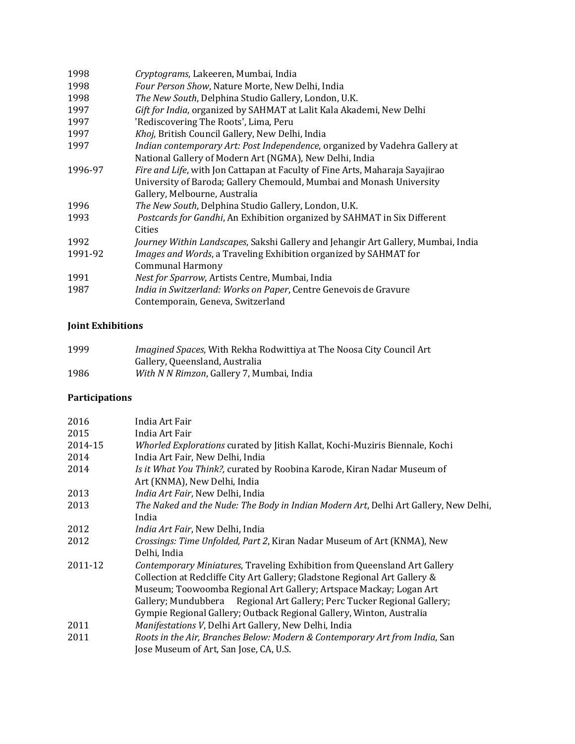1998 *Cryptograms*, Lakeeren, Mumbai, India
1998 *Four Person Show*, Nature Morte, New Delhi, India
1998 *The New South*, Delphina Studio Gallery, London, U.K.
1997 *Gift for India*, organized by SAHMAT at Lalit Kala Akademi, New Delhi
1997 'Rediscovering The Roots', Lima, Peru
1997 *Khoj*, British Council Gallery, New Delhi, India
1997 *Indian contemporary Art: Post Independence*, organized by Vadehra Gallery at National Gallery of Modern Art (NGMA), New Delhi, India
1996-97 *Fire and Life*, with Jon Cattapan at Faculty of Fine Arts, Maharaja Sayajirao University of Baroda; Gallery Chemould, Mumbai and Monash University Gallery, Melbourne, Australia
1996 *The New South*, Delphina Studio Gallery, London, U.K.
1993 *Postcards for Gandhi*, An Exhibition organized by SAHMAT in Six Different Cities
1992 *Journey Within Landscapes*, Sakshi Gallery and Jehangir Art Gallery, Mumbai, India
1991-92 *Images and Words*, a Traveling Exhibition organized by SAHMAT for Communal Harmony
1991 *Nest for Sparrow*, Artists Centre, Mumbai, India
1987 *India in Switzerland: Works on Paper*, Centre Genevois de Gravure Contemporain, Geneva, Switzerland

**Joint Exhibitions**

1999 *Imagined Spaces*, With Rekha Rodwittiya at The Noosa City Council Art Gallery, Queensland, Australia
1986 *With N N Rimzon*, Gallery 7, Mumbai, India

**Participations**

2016 India Art Fair
2015 India Art Fair
2014-15 *Whorled Explorations* curated by Jitish Kallat, Kochi-Muziris Biennale, Kochi
2014 India Art Fair, New Delhi, India
2014 *Is it What You Think?,* curated by Roobina Karode, Kiran Nadar Museum of Art (KNMA), New Delhi, India
2013 *India Art Fair*, New Delhi, India
2013 *The Naked and the Nude: The Body in Indian Modern Art*, Delhi Art Gallery, New Delhi, India
2012 *India Art Fair*, New Delhi, India
2012 *Crossings: Time Unfolded, Part 2*, Kiran Nadar Museum of Art (KNMA), New Delhi, India
2011-12 *Contemporary Miniatures*, Traveling Exhibition from Queensland Art Gallery Collection at Redcliffe City Art Gallery; Gladstone Regional Art Gallery & Museum; Toowoomba Regional Art Gallery; Artspace Mackay; Logan Art Gallery; Mundubbera Regional Art Gallery; Perc Tucker Regional Gallery; Gympie Regional Gallery; Outback Regional Gallery, Winton, Australia
2011 *Manifestations V*, Delhi Art Gallery, New Delhi, India
2011 *Roots in the Air, Branches Below: Modern & Contemporary Art from India*, San Jose Museum of Art, San Jose, CA, U.S.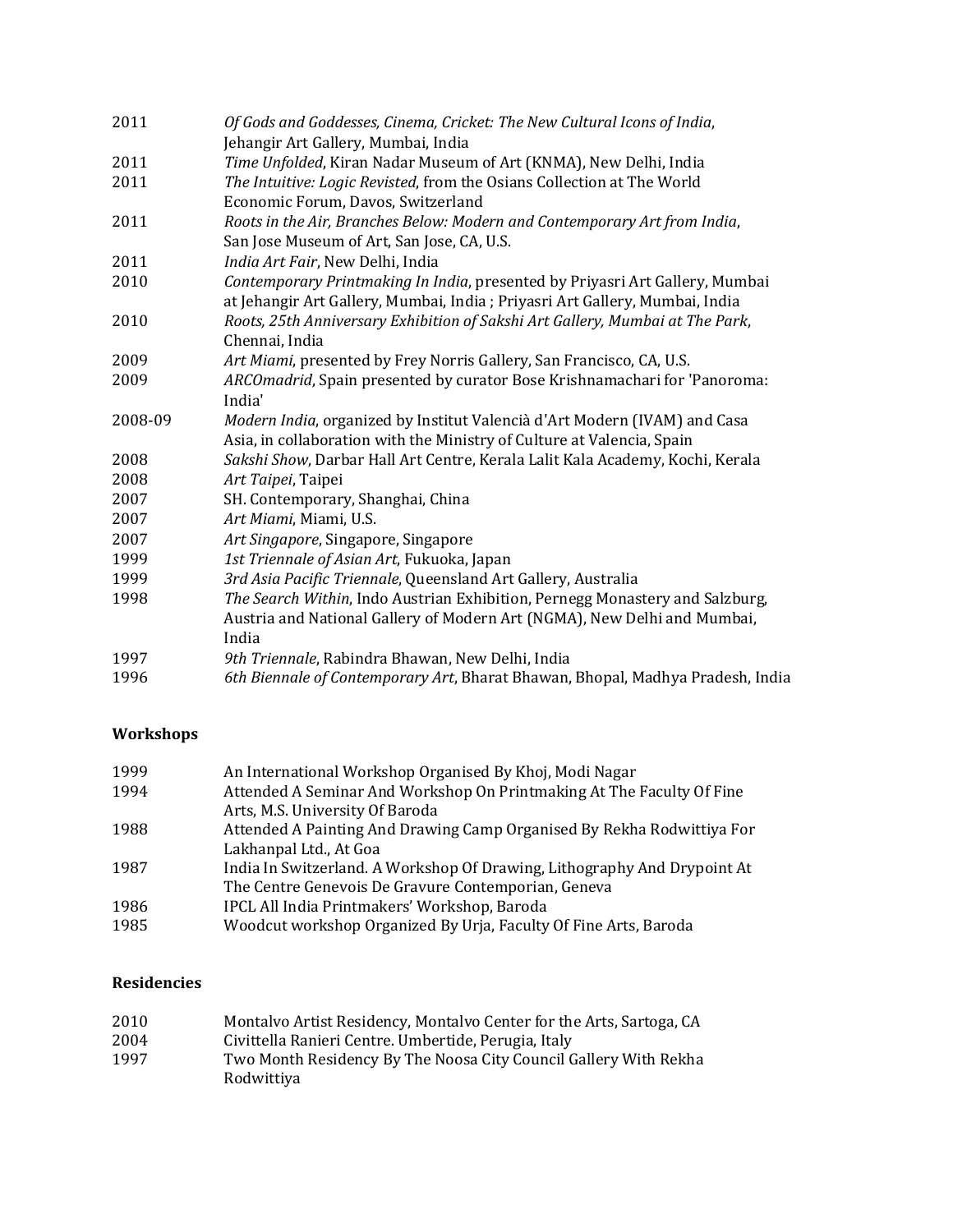| | |
|---|---|
| 2011 | *Of Gods and Goddesses, Cinema, Cricket: The New Cultural Icons of India*, Jehangir Art Gallery, Mumbai, India |
| 2011 | *Time Unfolded*, Kiran Nadar Museum of Art (KNMA), New Delhi, India |
| 2011 | *The Intuitive: Logic Revisted*, from the Osians Collection at The World Economic Forum, Davos, Switzerland |
| 2011 | *Roots in the Air, Branches Below: Modern and Contemporary Art from India*, San Jose Museum of Art, San Jose, CA, U.S. |
| 2011 | *India Art Fair*, New Delhi, India |
| 2010 | *Contemporary Printmaking In India*, presented by Priyasri Art Gallery, Mumbai at Jehangir Art Gallery, Mumbai, India ; Priyasri Art Gallery, Mumbai, India |
| 2010 | *Roots, 25th Anniversary Exhibition of Sakshi Art Gallery, Mumbai at The Park*, Chennai, India |
| 2009 | *Art Miami*, presented by Frey Norris Gallery, San Francisco, CA, U.S. |
| 2009 | *ARCOmadrid*, Spain presented by curator Bose Krishnamachari for 'Panoroma: India' |
| 2008-09 | *Modern India*, organized by Institut Valencià d'Art Modern (IVAM) and Casa Asia, in collaboration with the Ministry of Culture at Valencia, Spain |
| 2008 | *Sakshi Show*, Darbar Hall Art Centre, Kerala Lalit Kala Academy, Kochi, Kerala |
| 2008 | *Art Taipei*, Taipei |
| 2007 | SH. Contemporary, Shanghai, China |
| 2007 | *Art Miami*, Miami, U.S. |
| 2007 | *Art Singapore*, Singapore, Singapore |
| 1999 | *1st Triennale of Asian Art*, Fukuoka, Japan |
| 1999 | *3rd Asia Pacific Triennale*, Queensland Art Gallery, Australia |
| 1998 | *The Search Within*, Indo Austrian Exhibition, Pernegg Monastery and Salzburg, Austria and National Gallery of Modern Art (NGMA), New Delhi and Mumbai, India |
| 1997 | *9th Triennale*, Rabindra Bhawan, New Delhi, India |
| 1996 | *6th Biennale of Contemporary Art*, Bharat Bhawan, Bhopal, Madhya Pradesh, India |

## Workshops

| | |
|---|---|
| 1999 | An International Workshop Organised By Khoj, Modi Nagar |
| 1994 | Attended A Seminar And Workshop On Printmaking At The Faculty Of Fine Arts, M.S. University Of Baroda |
| 1988 | Attended A Painting And Drawing Camp Organised By Rekha Rodwittiya For Lakhanpal Ltd., At Goa |
| 1987 | India In Switzerland. A Workshop Of Drawing, Lithography And Drypoint At The Centre Genevois De Gravure Contemporian, Geneva |
| 1986 | IPCL All India Printmakers' Workshop, Baroda |
| 1985 | Woodcut workshop Organized By Urja, Faculty Of Fine Arts, Baroda |

## Residencies

| | |
|---|---|
| 2010 | Montalvo Artist Residency, Montalvo Center for the Arts, Sartoga, CA |
| 2004 | Civittella Ranieri Centre. Umbertide, Perugia, Italy |
| 1997 | Two Month Residency By The Noosa City Council Gallery With Rekha Rodwittiya |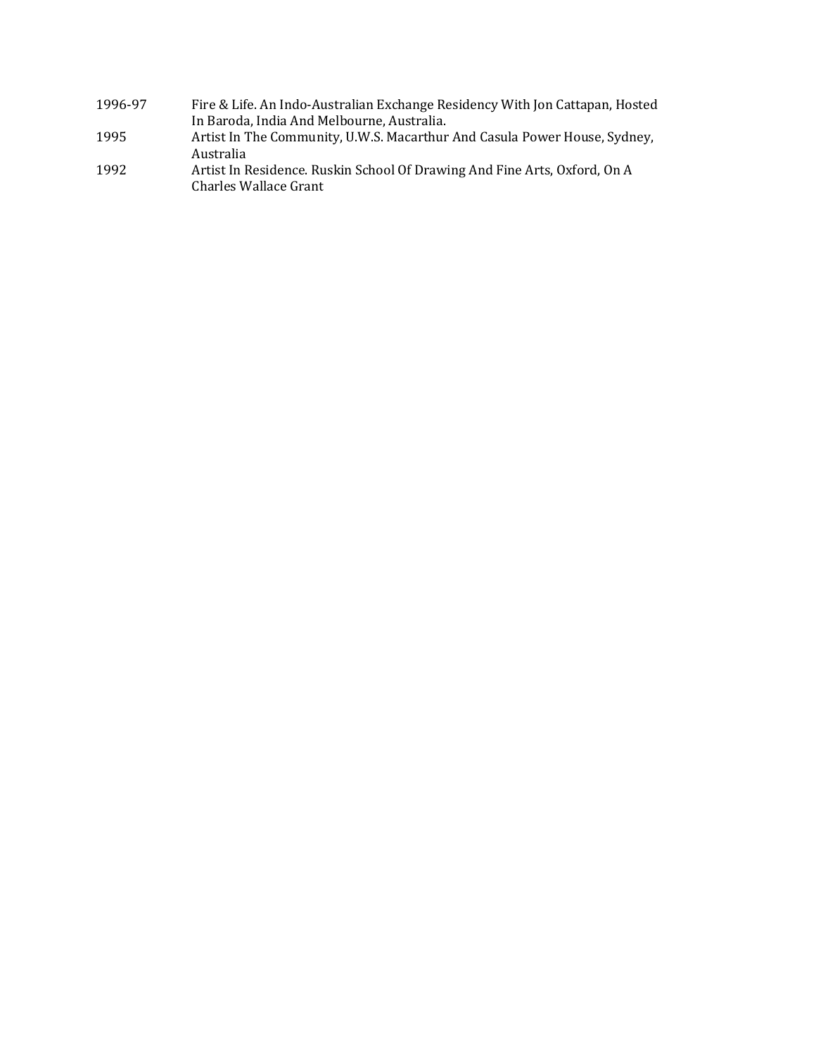| | |
|---|---|
| 1996-97 | Fire & Life. An Indo-Australian Exchange Residency With Jon Cattapan, Hosted In Baroda, India And Melbourne, Australia. |
| 1995 | Artist In The Community, U.W.S. Macarthur And Casula Power House, Sydney, Australia |
| 1992 | Artist In Residence. Ruskin School Of Drawing And Fine Arts, Oxford, On A Charles Wallace Grant |